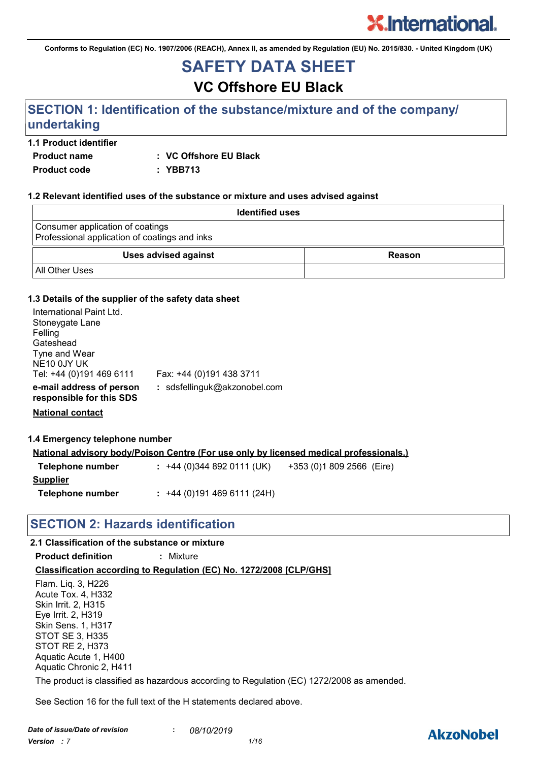Conforms to Regulation (EC) No. 1907/2006 (REACH), Annex II, as amended by Regulation (EU) No. 2015/830. - United Kingdom (UK)

# SAFETY DATA SHEET

## VC Offshore EU Black

## SECTION 1: Identification of the substance/mixture and of the company/ undertaking

### 1.1 Product identifier

**Product name** : **VC Offshore EU Black**

**Product code** : **YBB713**

### 1.2 Relevant identified uses of the substance or mixture and uses advised against

| Identified uses |
|---|
| Consumer application of coatings<br>Professional application of coatings and inks |

| Uses advised against | Reason |
|---|---|
| All Other Uses | |

### 1.3 Details of the supplier of the safety data sheet

International Paint Ltd.
Stoneygate Lane
Felling
Gateshead
Tyne and Wear
NE10 0JY UK
Tel: +44 (0)191 469 6111 Fax: +44 (0)191 438 3711

**e-mail address of person responsible for this SDS** : sdsfellinguk@akzonobel.com

**National contact**

### 1.4 Emergency telephone number

**National advisory body/Poison Centre (For use only by licensed medical professionals.)**

**Telephone number** : +44 (0)344 892 0111 (UK) +353 (0)1 809 2566 (Eire)

**Supplier**

**Telephone number** : +44 (0)191 469 6111 (24H)

## SECTION 2: Hazards identification

### 2.1 Classification of the substance or mixture

**Product definition** : Mixture

**Classification according to Regulation (EC) No. 1272/2008 [CLP/GHS]**

Flam. Liq. 3, H226
Acute Tox. 4, H332
Skin Irrit. 2, H315
Eye Irrit. 2, H319
Skin Sens. 1, H317
STOT SE 3, H335
STOT RE 2, H373
Aquatic Acute 1, H400
Aquatic Chronic 2, H411

The product is classified as hazardous according to Regulation (EC) 1272/2008 as amended.

See Section 16 for the full text of the H statements declared above.

*Date of issue/Date of revision* : *08/10/2019*
*Version : 7*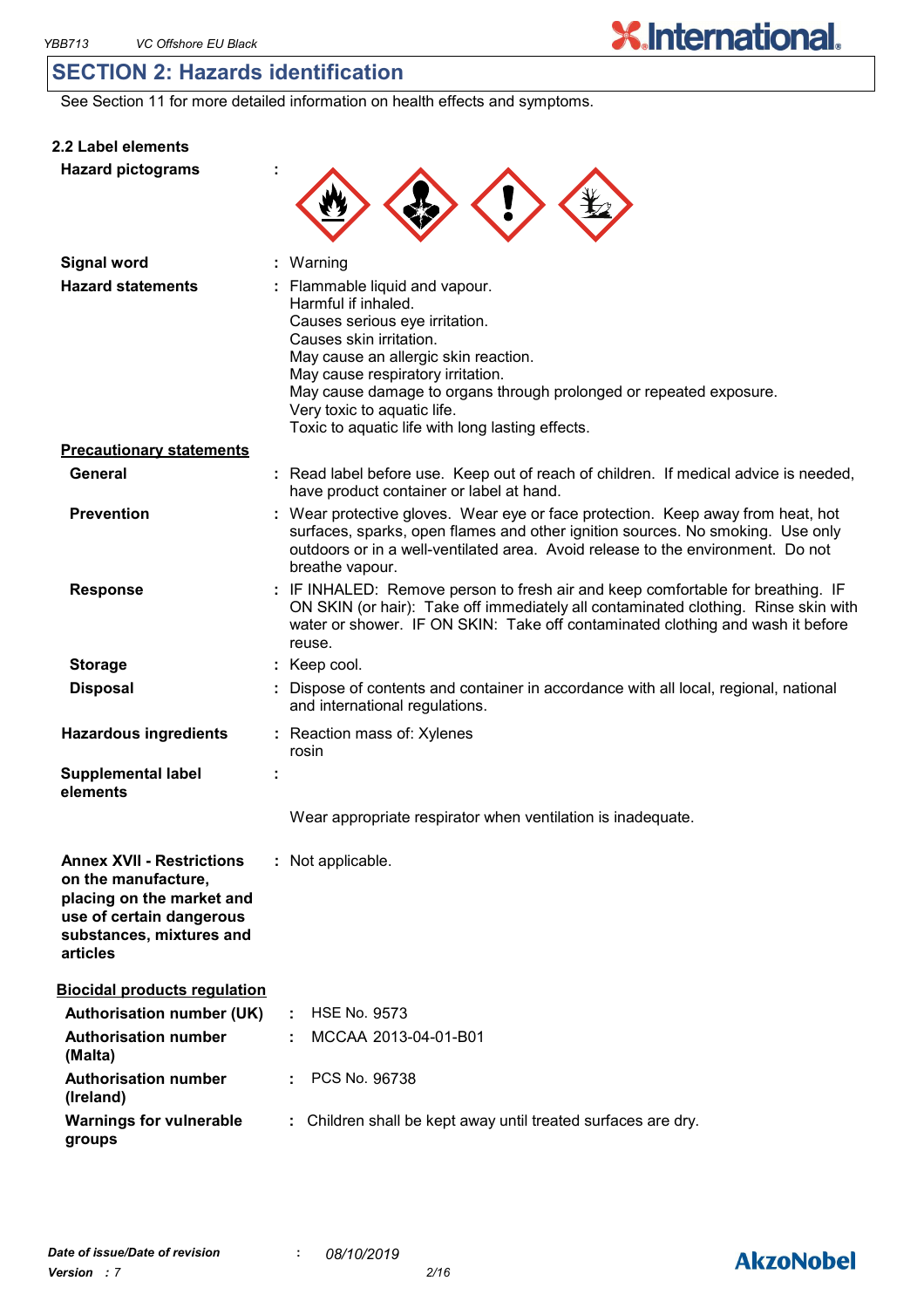## SECTION 2: Hazards identification

See Section 11 for more detailed information on health effects and symptoms.

### 2.2 Label elements

**Hazard pictograms** :

**Signal word** : Warning

**Hazard statements** : Flammable liquid and vapour.
Harmful if inhaled.
Causes serious eye irritation.
Causes skin irritation.
May cause an allergic skin reaction.
May cause respiratory irritation.
May cause damage to organs through prolonged or repeated exposure.
Very toxic to aquatic life.
Toxic to aquatic life with long lasting effects.

**Precautionary statements**

**General** : Read label before use. Keep out of reach of children. If medical advice is needed, have product container or label at hand.

**Prevention** : Wear protective gloves. Wear eye or face protection. Keep away from heat, hot surfaces, sparks, open flames and other ignition sources. No smoking. Use only outdoors or in a well-ventilated area. Avoid release to the environment. Do not breathe vapour.

**Response** : IF INHALED: Remove person to fresh air and keep comfortable for breathing. IF ON SKIN (or hair): Take off immediately all contaminated clothing. Rinse skin with water or shower. IF ON SKIN: Take off contaminated clothing and wash it before reuse.

**Storage** : Keep cool.

**Disposal** : Dispose of contents and container in accordance with all local, regional, national and international regulations.

**Hazardous ingredients** : Reaction mass of: Xylenes
rosin

**Supplemental label elements** :

Wear appropriate respirator when ventilation is inadequate.

**Annex XVII - Restrictions on the manufacture, placing on the market and use of certain dangerous substances, mixtures and articles** : Not applicable.

**Biocidal products regulation**

**Authorisation number (UK)** : HSE No. 9573

**Authorisation number (Malta)** : MCCAA 2013-04-01-B01

**Authorisation number (Ireland)** : PCS No. 96738

**Warnings for vulnerable groups** : Children shall be kept away until treated surfaces are dry.

*Date of issue/Date of revision* : *08/10/2019*
*Version* : *7*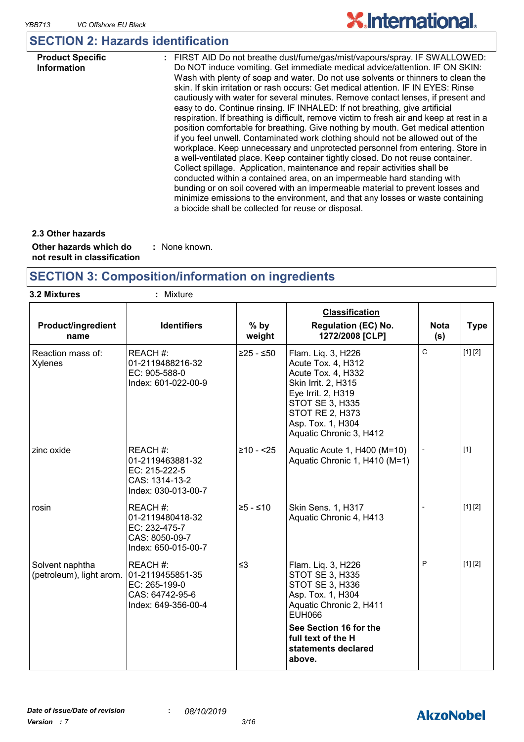## SECTION 2: Hazards identification

**Product Specific Information** : FIRST AID Do not breathe dust/fume/gas/mist/vapours/spray. IF SWALLOWED: Do NOT induce vomiting. Get immediate medical advice/attention. IF ON SKIN: Wash with plenty of soap and water. Do not use solvents or thinners to clean the skin. If skin irritation or rash occurs: Get medical attention. IF IN EYES: Rinse cautiously with water for several minutes. Remove contact lenses, if present and easy to do. Continue rinsing. IF INHALED: If not breathing, give artificial respiration. If breathing is difficult, remove victim to fresh air and keep at rest in a position comfortable for breathing. Give nothing by mouth. Get medical attention if you feel unwell. Contaminated work clothing should not be allowed out of the workplace. Keep unnecessary and unprotected personnel from entering. Store in a well-ventilated place. Keep container tightly closed. Do not reuse container. Collect spillage. Application, maintenance and repair activities shall be conducted within a contained area, on an impermeable hard standing with bunding or on soil covered with an impermeable material to prevent losses and minimize emissions to the environment, and that any losses or waste containing a biocide shall be collected for reuse or disposal.

### 2.3 Other hazards

**Other hazards which do not result in classification** : None known.

## SECTION 3: Composition/information on ingredients

**3.2 Mixtures** : Mixture

| Product/ingredient name | Identifiers | % by weight | Classification<br>Regulation (EC) No. 1272/2008 [CLP] | Nota (s) | Type |
|---|---|---|---|---|---|
| Reaction mass of: Xylenes | REACH #: 01-2119488216-32<br>EC: 905-588-0<br>Index: 601-022-00-9 | ≥25 - ≤50 | Flam. Liq. 3, H226<br>Acute Tox. 4, H312<br>Acute Tox. 4, H332<br>Skin Irrit. 2, H315<br>Eye Irrit. 2, H319<br>STOT SE 3, H335<br>STOT RE 2, H373<br>Asp. Tox. 1, H304<br>Aquatic Chronic 3, H412 | C | [1] [2] |
| zinc oxide | REACH #: 01-2119463881-32<br>EC: 215-222-5<br>CAS: 1314-13-2<br>Index: 030-013-00-7 | ≥10 - <25 | Aquatic Acute 1, H400 (M=10)<br>Aquatic Chronic 1, H410 (M=1) | - | [1] |
| rosin | REACH #: 01-2119480418-32<br>EC: 232-475-7<br>CAS: 8050-09-7<br>Index: 650-015-00-7 | ≥5 - ≤10 | Skin Sens. 1, H317<br>Aquatic Chronic 4, H413 | - | [1] [2] |
| Solvent naphtha (petroleum), light arom. | REACH #: 01-2119455851-35<br>EC: 265-199-0<br>CAS: 64742-95-6<br>Index: 649-356-00-4 | ≤3 | Flam. Liq. 3, H226<br>STOT SE 3, H335<br>STOT SE 3, H336<br>Asp. Tox. 1, H304<br>Aquatic Chronic 2, H411<br>EUH066<br>**See Section 16 for the full text of the H statements declared above.** | P | [1] [2] |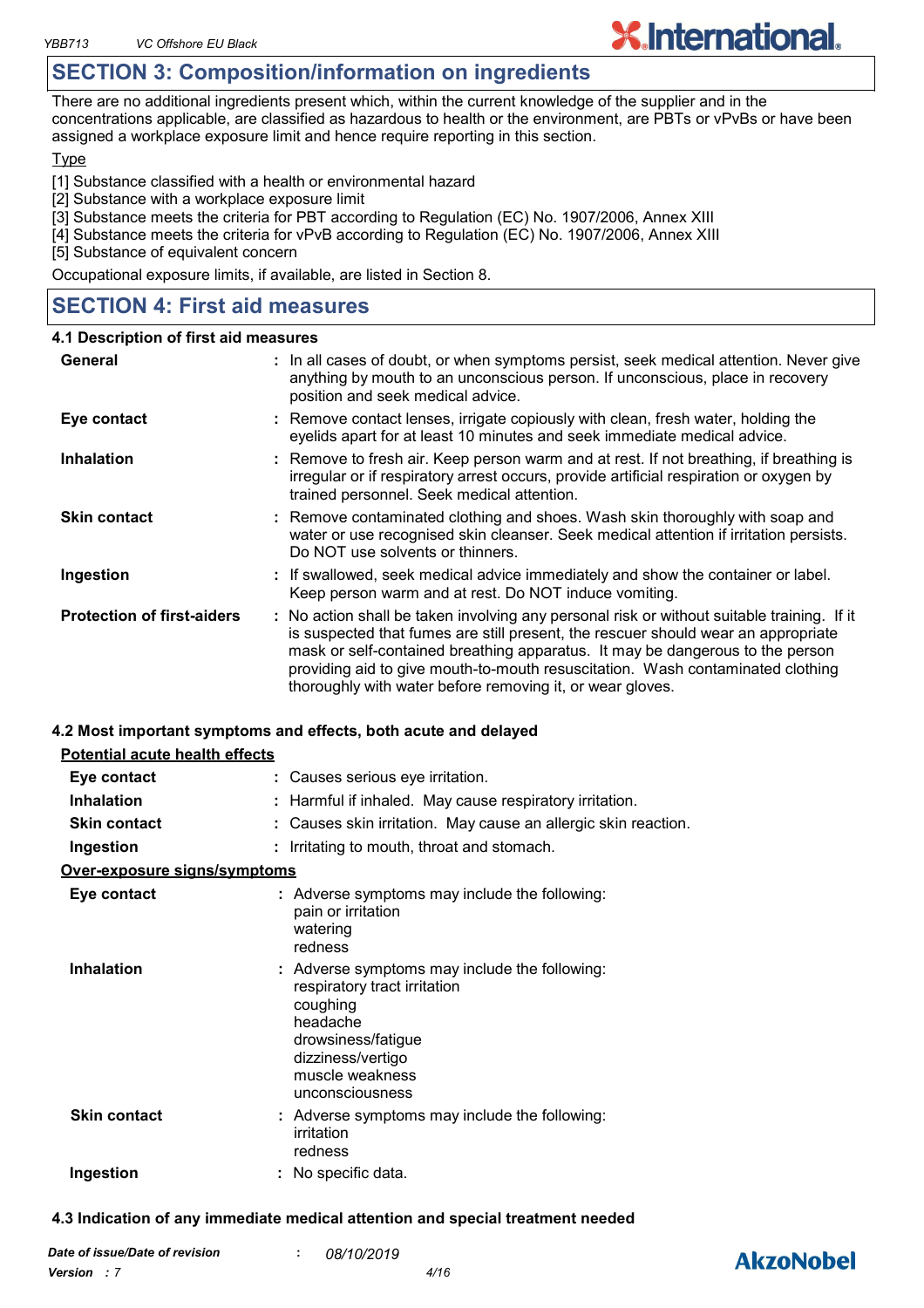## SECTION 3: Composition/information on ingredients

There are no additional ingredients present which, within the current knowledge of the supplier and in the concentrations applicable, are classified as hazardous to health or the environment, are PBTs or vPvBs or have been assigned a workplace exposure limit and hence require reporting in this section.

Type

[1] Substance classified with a health or environmental hazard
[2] Substance with a workplace exposure limit
[3] Substance meets the criteria for PBT according to Regulation (EC) No. 1907/2006, Annex XIII
[4] Substance meets the criteria for vPvB according to Regulation (EC) No. 1907/2006, Annex XIII
[5] Substance of equivalent concern

Occupational exposure limits, if available, are listed in Section 8.

## SECTION 4: First aid measures

### 4.1 Description of first aid measures

**General** : In all cases of doubt, or when symptoms persist, seek medical attention. Never give anything by mouth to an unconscious person. If unconscious, place in recovery position and seek medical advice.

**Eye contact** : Remove contact lenses, irrigate copiously with clean, fresh water, holding the eyelids apart for at least 10 minutes and seek immediate medical advice.

**Inhalation** : Remove to fresh air. Keep person warm and at rest. If not breathing, if breathing is irregular or if respiratory arrest occurs, provide artificial respiration or oxygen by trained personnel. Seek medical attention.

**Skin contact** : Remove contaminated clothing and shoes. Wash skin thoroughly with soap and water or use recognised skin cleanser. Seek medical attention if irritation persists. Do NOT use solvents or thinners.

**Ingestion** : If swallowed, seek medical advice immediately and show the container or label. Keep person warm and at rest. Do NOT induce vomiting.

**Protection of first-aiders** : No action shall be taken involving any personal risk or without suitable training. If it is suspected that fumes are still present, the rescuer should wear an appropriate mask or self-contained breathing apparatus. It may be dangerous to the person providing aid to give mouth-to-mouth resuscitation. Wash contaminated clothing thoroughly with water before removing it, or wear gloves.

### 4.2 Most important symptoms and effects, both acute and delayed

**Potential acute health effects**

**Eye contact** : Causes serious eye irritation.

**Inhalation** : Harmful if inhaled. May cause respiratory irritation.

**Skin contact** : Causes skin irritation. May cause an allergic skin reaction.

**Ingestion** : Irritating to mouth, throat and stomach.

**Over-exposure signs/symptoms**

**Eye contact** : Adverse symptoms may include the following:
pain or irritation
watering
redness

**Inhalation** : Adverse symptoms may include the following:
respiratory tract irritation
coughing
headache
drowsiness/fatigue
dizziness/vertigo
muscle weakness
unconsciousness

**Skin contact** : Adverse symptoms may include the following:
irritation
redness

**Ingestion** : No specific data.

### 4.3 Indication of any immediate medical attention and special treatment needed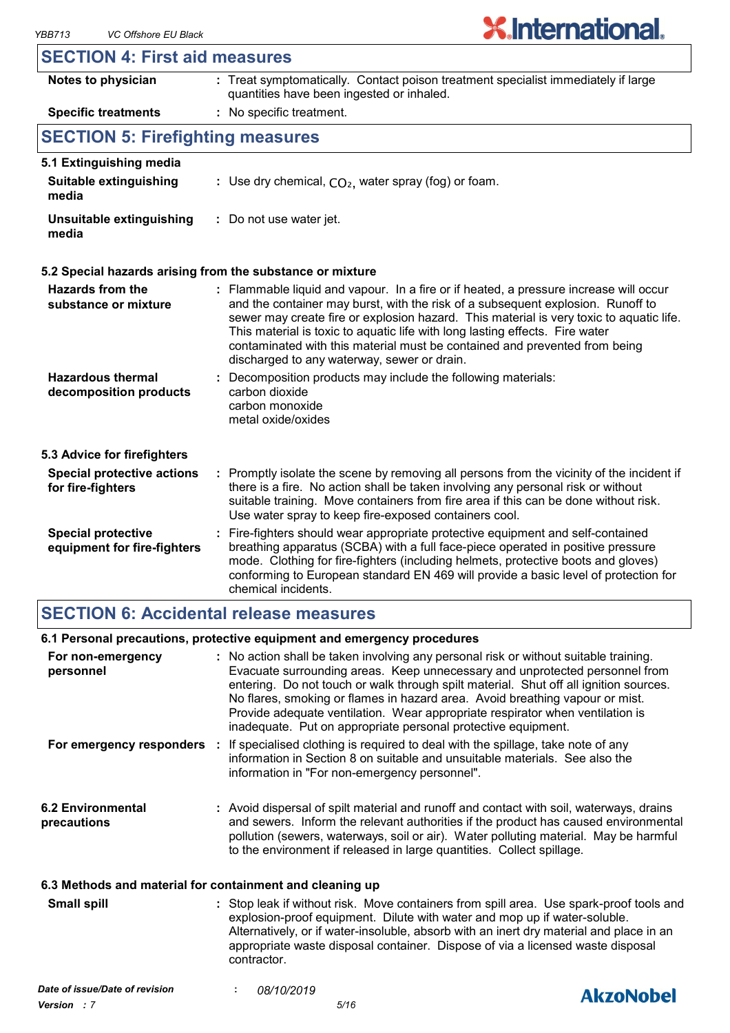## SECTION 4: First aid measures

| | |
|---|---|
| **Notes to physician** | : Treat symptomatically. Contact poison treatment specialist immediately if large quantities have been ingested or inhaled. |
| **Specific treatments** | : No specific treatment. |

## SECTION 5: Firefighting measures

### 5.1 Extinguishing media

| | |
|---|---|
| **Suitable extinguishing media** | : Use dry chemical, $CO_2$, water spray (fog) or foam. |
| **Unsuitable extinguishing media** | : Do not use water jet. |

### 5.2 Special hazards arising from the substance or mixture

| | |
|---|---|
| **Hazards from the substance or mixture** | : Flammable liquid and vapour. In a fire or if heated, a pressure increase will occur and the container may burst, with the risk of a subsequent explosion. Runoff to sewer may create fire or explosion hazard. This material is very toxic to aquatic life. This material is toxic to aquatic life with long lasting effects. Fire water contaminated with this material must be contained and prevented from being discharged to any waterway, sewer or drain. |
| **Hazardous thermal decomposition products** | : Decomposition products may include the following materials:<br>carbon dioxide<br>carbon monoxide<br>metal oxide/oxides |

### 5.3 Advice for firefighters

| | |
|---|---|
| **Special protective actions for fire-fighters** | : Promptly isolate the scene by removing all persons from the vicinity of the incident if there is a fire. No action shall be taken involving any personal risk or without suitable training. Move containers from fire area if this can be done without risk. Use water spray to keep fire-exposed containers cool. |
| **Special protective equipment for fire-fighters** | : Fire-fighters should wear appropriate protective equipment and self-contained breathing apparatus (SCBA) with a full face-piece operated in positive pressure mode. Clothing for fire-fighters (including helmets, protective boots and gloves) conforming to European standard EN 469 will provide a basic level of protection for chemical incidents. |

## SECTION 6: Accidental release measures

### 6.1 Personal precautions, protective equipment and emergency procedures

| | |
|---|---|
| **For non-emergency personnel** | : No action shall be taken involving any personal risk or without suitable training. Evacuate surrounding areas. Keep unnecessary and unprotected personnel from entering. Do not touch or walk through spilt material. Shut off all ignition sources. No flares, smoking or flames in hazard area. Avoid breathing vapour or mist. Provide adequate ventilation. Wear appropriate respirator when ventilation is inadequate. Put on appropriate personal protective equipment. |
| **For emergency responders** | : If specialised clothing is required to deal with the spillage, take note of any information in Section 8 on suitable and unsuitable materials. See also the information in "For non-emergency personnel". |

| | |
|---|---|
| **6.2 Environmental precautions** | : Avoid dispersal of spilt material and runoff and contact with soil, waterways, drains and sewers. Inform the relevant authorities if the product has caused environmental pollution (sewers, waterways, soil or air). Water polluting material. May be harmful to the environment if released in large quantities. Collect spillage. |

### 6.3 Methods and material for containment and cleaning up

| | |
|---|---|
| **Small spill** | : Stop leak if without risk. Move containers from spill area. Use spark-proof tools and explosion-proof equipment. Dilute with water and mop up if water-soluble. Alternatively, or if water-insoluble, absorb with an inert dry material and place in an appropriate waste disposal container. Dispose of via a licensed waste disposal contractor. |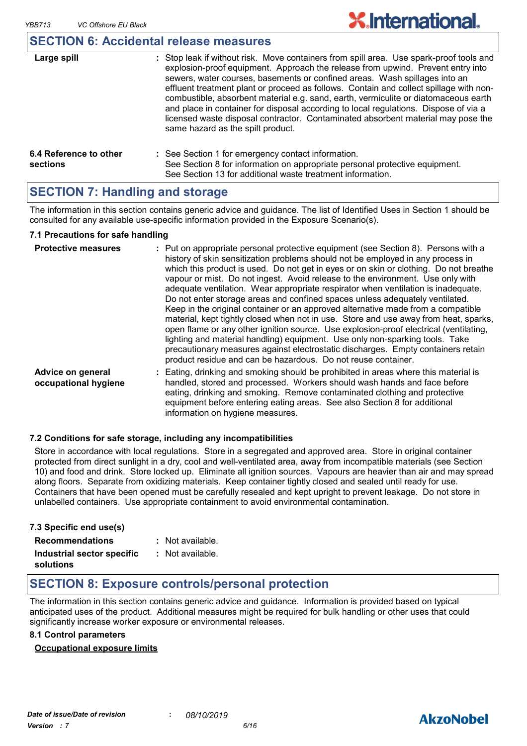## SECTION 6: Accidental release measures

| | |
|---|---|
| **Large spill** | : Stop leak if without risk. Move containers from spill area. Use spark-proof tools and explosion-proof equipment. Approach the release from upwind. Prevent entry into sewers, water courses, basements or confined areas. Wash spillages into an effluent treatment plant or proceed as follows. Contain and collect spillage with non-combustible, absorbent material e.g. sand, earth, vermiculite or diatomaceous earth and place in container for disposal according to local regulations. Dispose of via a licensed waste disposal contractor. Contaminated absorbent material may pose the same hazard as the spilt product. |
| **6.4 Reference to other sections** | : See Section 1 for emergency contact information. See Section 8 for information on appropriate personal protective equipment. See Section 13 for additional waste treatment information. |

## SECTION 7: Handling and storage

The information in this section contains generic advice and guidance. The list of Identified Uses in Section 1 should be consulted for any available use-specific information provided in the Exposure Scenario(s).

### 7.1 Precautions for safe handling

| | |
|---|---|
| **Protective measures** | : Put on appropriate personal protective equipment (see Section 8). Persons with a history of skin sensitization problems should not be employed in any process in which this product is used. Do not get in eyes or on skin or clothing. Do not breathe vapour or mist. Do not ingest. Avoid release to the environment. Use only with adequate ventilation. Wear appropriate respirator when ventilation is inadequate. Do not enter storage areas and confined spaces unless adequately ventilated. Keep in the original container or an approved alternative made from a compatible material, kept tightly closed when not in use. Store and use away from heat, sparks, open flame or any other ignition source. Use explosion-proof electrical (ventilating, lighting and material handling) equipment. Use only non-sparking tools. Take precautionary measures against electrostatic discharges. Empty containers retain product residue and can be hazardous. Do not reuse container. |
| **Advice on general occupational hygiene** | : Eating, drinking and smoking should be prohibited in areas where this material is handled, stored and processed. Workers should wash hands and face before eating, drinking and smoking. Remove contaminated clothing and protective equipment before entering eating areas. See also Section 8 for additional information on hygiene measures. |

### 7.2 Conditions for safe storage, including any incompatibilities

Store in accordance with local regulations. Store in a segregated and approved area. Store in original container protected from direct sunlight in a dry, cool and well-ventilated area, away from incompatible materials (see Section 10) and food and drink. Store locked up. Eliminate all ignition sources. Vapours are heavier than air and may spread along floors. Separate from oxidizing materials. Keep container tightly closed and sealed until ready for use. Containers that have been opened must be carefully resealed and kept upright to prevent leakage. Do not store in unlabelled containers. Use appropriate containment to avoid environmental contamination.

### 7.3 Specific end use(s)

| | |
|---|---|
| **Recommendations** | : Not available. |
| **Industrial sector specific solutions** | : Not available. |

## SECTION 8: Exposure controls/personal protection

The information in this section contains generic advice and guidance. Information is provided based on typical anticipated uses of the product. Additional measures might be required for bulk handling or other uses that could significantly increase worker exposure or environmental releases.

### 8.1 Control parameters

**Occupational exposure limits**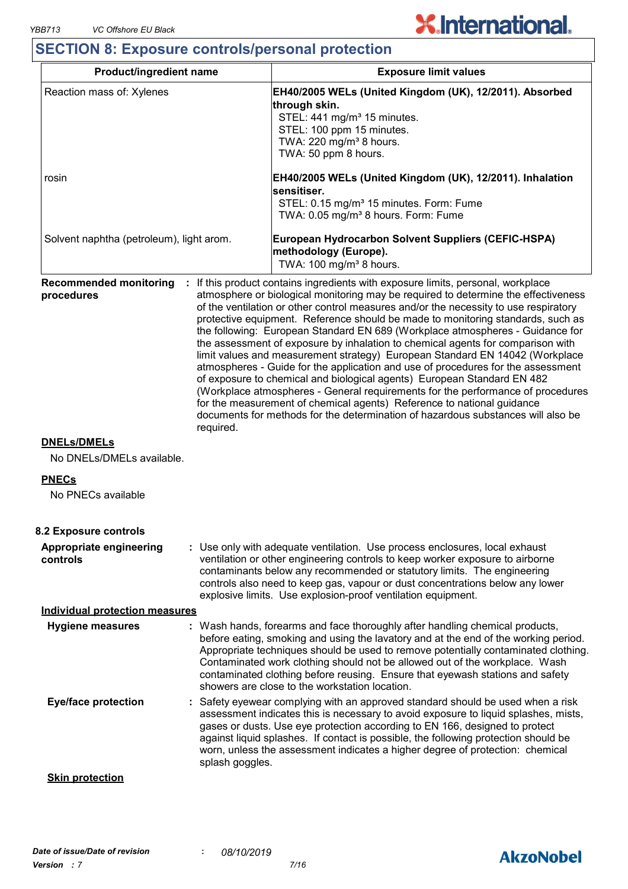## SECTION 8: Exposure controls/personal protection

| Product/ingredient name | Exposure limit values |
|---|---|
| Reaction mass of: Xylenes | **EH40/2005 WELs (United Kingdom (UK), 12/2011). Absorbed through skin.**<br>STEL: 441 mg/m³ 15 minutes.<br>STEL: 100 ppm 15 minutes.<br>TWA: 220 mg/m³ 8 hours.<br>TWA: 50 ppm 8 hours. |
| rosin | **EH40/2005 WELs (United Kingdom (UK), 12/2011). Inhalation sensitiser.**<br>STEL: 0.15 mg/m³ 15 minutes. Form: Fume<br>TWA: 0.05 mg/m³ 8 hours. Form: Fume |
| Solvent naphtha (petroleum), light arom. | **European Hydrocarbon Solvent Suppliers (CEFIC-HSPA) methodology (Europe).**<br>TWA: 100 mg/m³ 8 hours. |

**Recommended monitoring procedures** : If this product contains ingredients with exposure limits, personal, workplace atmosphere or biological monitoring may be required to determine the effectiveness of the ventilation or other control measures and/or the necessity to use respiratory protective equipment. Reference should be made to monitoring standards, such as the following: European Standard EN 689 (Workplace atmospheres - Guidance for the assessment of exposure by inhalation to chemical agents for comparison with limit values and measurement strategy) European Standard EN 14042 (Workplace atmospheres - Guide for the application and use of procedures for the assessment of exposure to chemical and biological agents) European Standard EN 482 (Workplace atmospheres - General requirements for the performance of procedures for the measurement of chemical agents) Reference to national guidance documents for methods for the determination of hazardous substances will also be required.

**DNELs/DMELs**

No DNELs/DMELs available.

**PNECs**

No PNECs available

### 8.2 Exposure controls

**Appropriate engineering controls** : Use only with adequate ventilation. Use process enclosures, local exhaust ventilation or other engineering controls to keep worker exposure to airborne contaminants below any recommended or statutory limits. The engineering controls also need to keep gas, vapour or dust concentrations below any lower explosive limits. Use explosion-proof ventilation equipment.

**Individual protection measures**

**Hygiene measures** : Wash hands, forearms and face thoroughly after handling chemical products, before eating, smoking and using the lavatory and at the end of the working period. Appropriate techniques should be used to remove potentially contaminated clothing. Contaminated work clothing should not be allowed out of the workplace. Wash contaminated clothing before reusing. Ensure that eyewash stations and safety showers are close to the workstation location.

**Eye/face protection** : Safety eyewear complying with an approved standard should be used when a risk assessment indicates this is necessary to avoid exposure to liquid splashes, mists, gases or dusts. Use eye protection according to EN 166, designed to protect against liquid splashes. If contact is possible, the following protection should be worn, unless the assessment indicates a higher degree of protection: chemical splash goggles.

**Skin protection**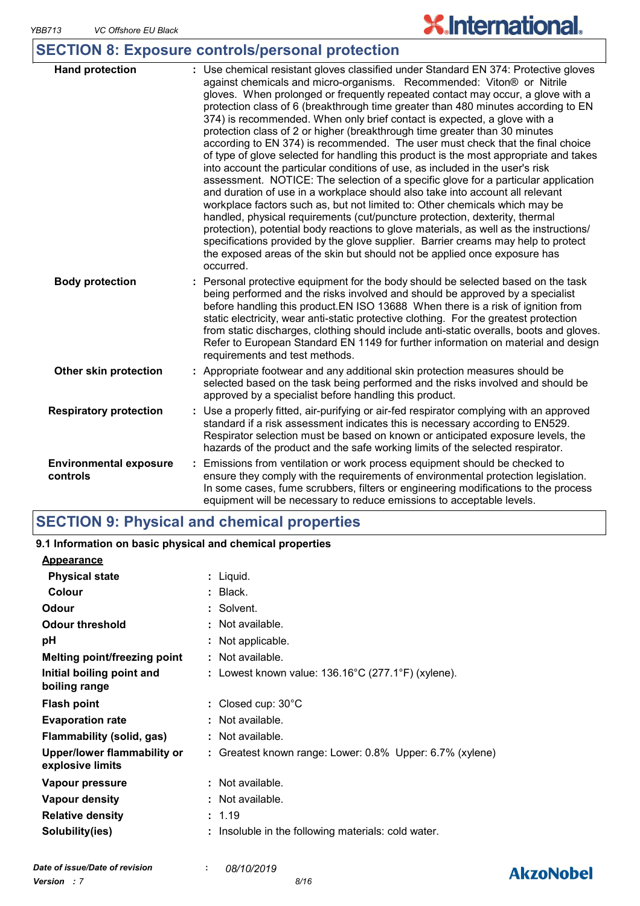## SECTION 8: Exposure controls/personal protection

| | |
|---|---|
| **Hand protection** | : Use chemical resistant gloves classified under Standard EN 374: Protective gloves against chemicals and micro-organisms. Recommended: Viton® or Nitrile gloves. When prolonged or frequently repeated contact may occur, a glove with a protection class of 6 (breakthrough time greater than 480 minutes according to EN 374) is recommended. When only brief contact is expected, a glove with a protection class of 2 or higher (breakthrough time greater than 30 minutes according to EN 374) is recommended. The user must check that the final choice of type of glove selected for handling this product is the most appropriate and takes into account the particular conditions of use, as included in the user's risk assessment. NOTICE: The selection of a specific glove for a particular application and duration of use in a workplace should also take into account all relevant workplace factors such as, but not limited to: Other chemicals which may be handled, physical requirements (cut/puncture protection, dexterity, thermal protection), potential body reactions to glove materials, as well as the instructions/ specifications provided by the glove supplier. Barrier creams may help to protect the exposed areas of the skin but should not be applied once exposure has occurred. |
| **Body protection** | : Personal protective equipment for the body should be selected based on the task being performed and the risks involved and should be approved by a specialist before handling this product.EN ISO 13688 When there is a risk of ignition from static electricity, wear anti-static protective clothing. For the greatest protection from static discharges, clothing should include anti-static overalls, boots and gloves. Refer to European Standard EN 1149 for further information on material and design requirements and test methods. |
| **Other skin protection** | : Appropriate footwear and any additional skin protection measures should be selected based on the task being performed and the risks involved and should be approved by a specialist before handling this product. |
| **Respiratory protection** | : Use a properly fitted, air-purifying or air-fed respirator complying with an approved standard if a risk assessment indicates this is necessary according to EN529. Respirator selection must be based on known or anticipated exposure levels, the hazards of the product and the safe working limits of the selected respirator. |
| **Environmental exposure controls** | : Emissions from ventilation or work process equipment should be checked to ensure they comply with the requirements of environmental protection legislation. In some cases, fume scrubbers, filters or engineering modifications to the process equipment will be necessary to reduce emissions to acceptable levels. |

## SECTION 9: Physical and chemical properties

### 9.1 Information on basic physical and chemical properties

<u>Appearance</u>

| | |
|---|---|
| **Physical state** | : Liquid. |
| **Colour** | : Black. |
| **Odour** | : Solvent. |
| **Odour threshold** | : Not available. |
| **pH** | : Not applicable. |
| **Melting point/freezing point** | : Not available. |
| **Initial boiling point and boiling range** | : Lowest known value: 136.16°C (277.1°F) (xylene). |
| **Flash point** | : Closed cup: 30°C |
| **Evaporation rate** | : Not available. |
| **Flammability (solid, gas)** | : Not available. |
| **Upper/lower flammability or explosive limits** | : Greatest known range: Lower: 0.8% Upper: 6.7% (xylene) |
| **Vapour pressure** | : Not available. |
| **Vapour density** | : Not available. |
| **Relative density** | : 1.19 |
| **Solubility(ies)** | : Insoluble in the following materials: cold water. |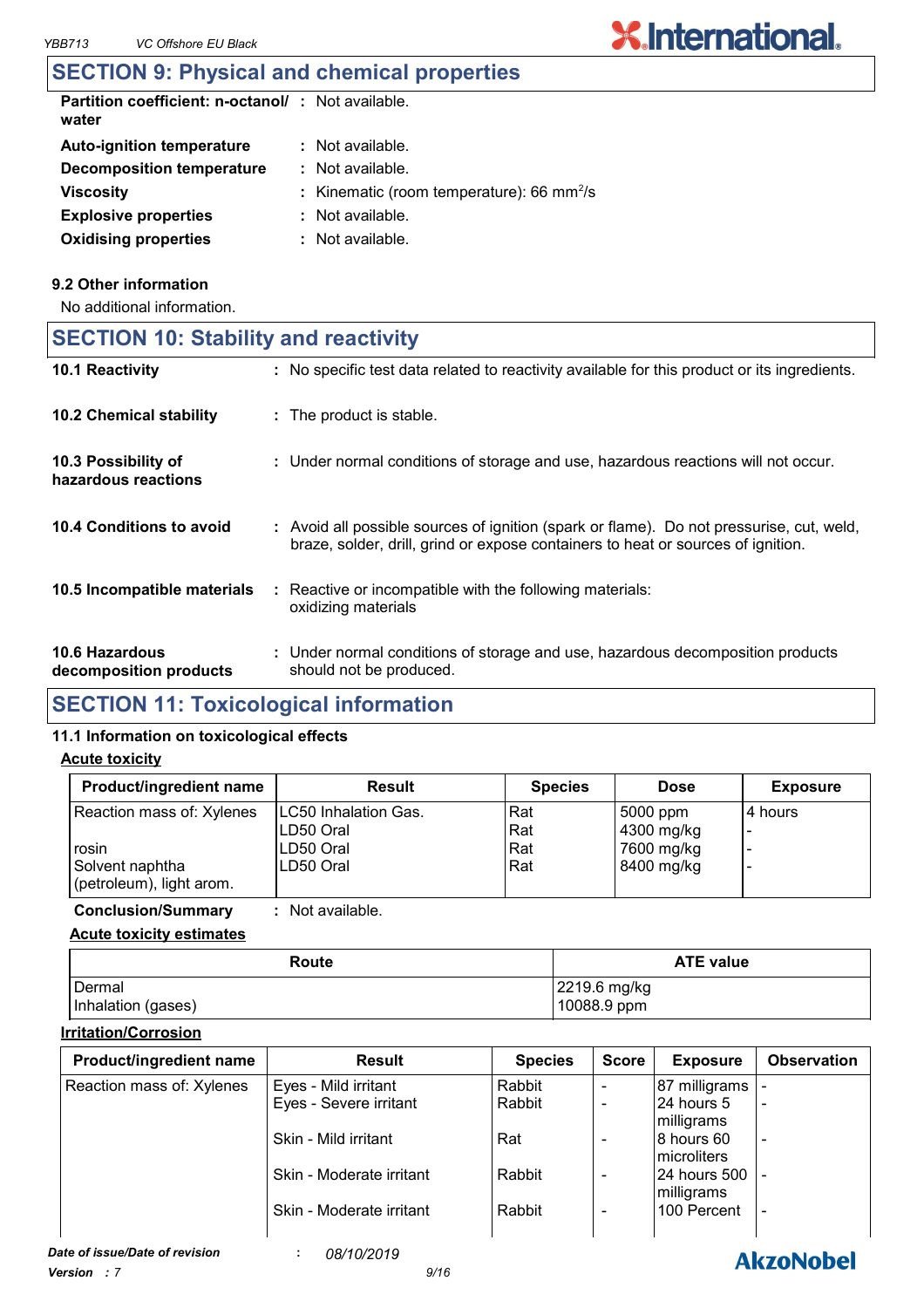## SECTION 9: Physical and chemical properties

**Partition coefficient: n-octanol/ water** : Not available.

**Auto-ignition temperature** : Not available.

**Decomposition temperature** : Not available.

**Viscosity** : Kinematic (room temperature): 66 $mm^2/s$

**Explosive properties** : Not available.

**Oxidising properties** : Not available.

### 9.2 Other information

No additional information.

## SECTION 10: Stability and reactivity

**10.1 Reactivity** : No specific test data related to reactivity available for this product or its ingredients.

**10.2 Chemical stability** : The product is stable.

**10.3 Possibility of hazardous reactions** : Under normal conditions of storage and use, hazardous reactions will not occur.

**10.4 Conditions to avoid** : Avoid all possible sources of ignition (spark or flame). Do not pressurise, cut, weld, braze, solder, drill, grind or expose containers to heat or sources of ignition.

**10.5 Incompatible materials** : Reactive or incompatible with the following materials: oxidizing materials

**10.6 Hazardous decomposition products** : Under normal conditions of storage and use, hazardous decomposition products should not be produced.

## SECTION 11: Toxicological information

### 11.1 Information on toxicological effects

**Acute toxicity**

| Product/ingredient name | Result | Species | Dose | Exposure |
|---|---|---|---|---|
| Reaction mass of: Xylenes | LC50 Inhalation Gas. | Rat | 5000 ppm | 4 hours |
| | LD50 Oral | Rat | 4300 mg/kg | - |
| rosin | LD50 Oral | Rat | 7600 mg/kg | - |
| Solvent naphtha (petroleum), light arom. | LD50 Oral | Rat | 8400 mg/kg | - |

**Conclusion/Summary** : Not available.

**Acute toxicity estimates**

| Route | ATE value |
|---|---|
| Dermal | 2219.6 mg/kg |
| Inhalation (gases) | 10088.9 ppm |

**Irritation/Corrosion**

| Product/ingredient name | Result | Species | Score | Exposure | Observation |
|---|---|---|---|---|---|
| Reaction mass of: Xylenes | Eyes - Mild irritant | Rabbit | - | 87 milligrams | - |
| | Eyes - Severe irritant | Rabbit | - | 24 hours 5 milligrams | - |
| | Skin - Mild irritant | Rat | - | 8 hours 60 microliters | - |
| | Skin - Moderate irritant | Rabbit | - | 24 hours 500 milligrams | - |
| | Skin - Moderate irritant | Rabbit | - | 100 Percent | - |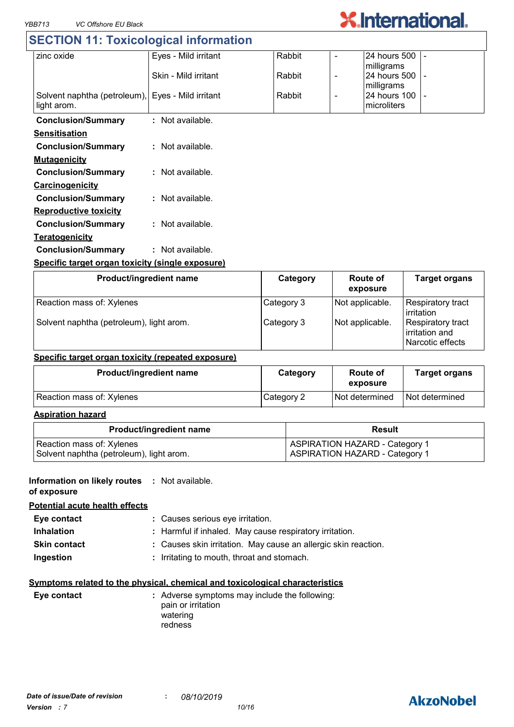## SECTION 11: Toxicological information

| | | | | | |
|---|---|---|---|---|---|
| zinc oxide | Eyes - Mild irritant | Rabbit | - | 24 hours 500 milligrams | - |
| | Skin - Mild irritant | Rabbit | - | 24 hours 500 milligrams | - |
| Solvent naphtha (petroleum), light arom. | Eyes - Mild irritant | Rabbit | - | 24 hours 100 microliters | - |

**Conclusion/Summary** : Not available.

**Sensitisation**

**Conclusion/Summary** : Not available.

**Mutagenicity**

**Conclusion/Summary** : Not available.

**Carcinogenicity**

**Conclusion/Summary** : Not available.

**Reproductive toxicity**

**Conclusion/Summary** : Not available.

**Teratogenicity**

**Conclusion/Summary** : Not available.

**Specific target organ toxicity (single exposure)**

| Product/ingredient name | Category | Route of exposure | Target organs |
|---|---|---|---|
| Reaction mass of: Xylenes | Category 3 | Not applicable. | Respiratory tract irritation |
| Solvent naphtha (petroleum), light arom. | Category 3 | Not applicable. | Respiratory tract irritation and Narcotic effects |

**Specific target organ toxicity (repeated exposure)**

| Product/ingredient name | Category | Route of exposure | Target organs |
|---|---|---|---|
| Reaction mass of: Xylenes | Category 2 | Not determined | Not determined |

**Aspiration hazard**

| Product/ingredient name | Result |
|---|---|
| Reaction mass of: Xylenes | ASPIRATION HAZARD - Category 1 |
| Solvent naphtha (petroleum), light arom. | ASPIRATION HAZARD - Category 1 |

**Information on likely routes of exposure** : Not available.

**Potential acute health effects**

**Eye contact** : Causes serious eye irritation.

**Inhalation** : Harmful if inhaled. May cause respiratory irritation.

**Skin contact** : Causes skin irritation. May cause an allergic skin reaction.

**Ingestion** : Irritating to mouth, throat and stomach.

**Symptoms related to the physical, chemical and toxicological characteristics**

**Eye contact** : Adverse symptoms may include the following:
pain or irritation
watering
redness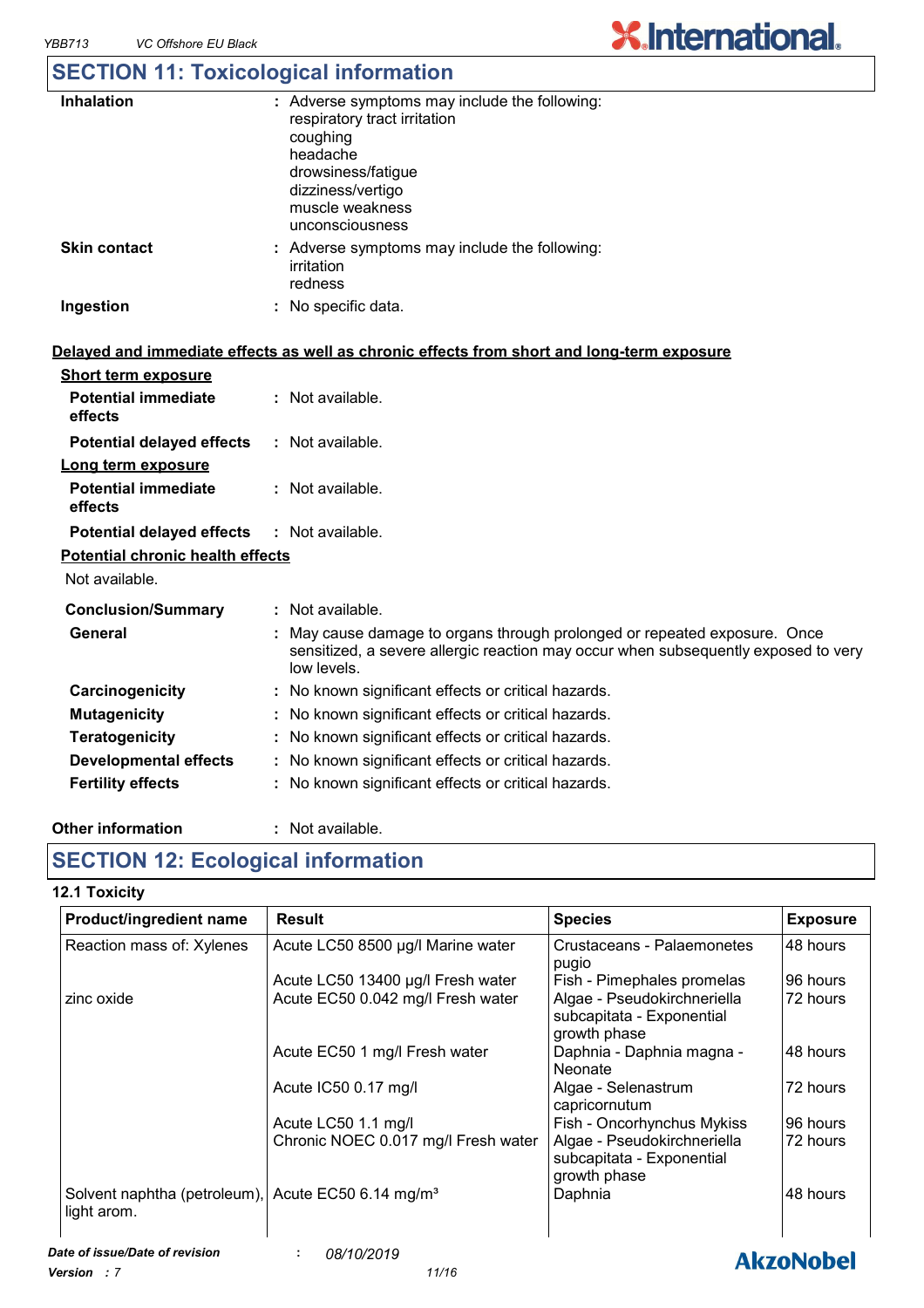## SECTION 11: Toxicological information

**Inhalation** : Adverse symptoms may include the following:
respiratory tract irritation
coughing
headache
drowsiness/fatigue
dizziness/vertigo
muscle weakness
unconsciousness

**Skin contact** : Adverse symptoms may include the following:
irritation
redness

**Ingestion** : No specific data.

**Delayed and immediate effects as well as chronic effects from short and long-term exposure**

**Short term exposure**

**Potential immediate effects** : Not available.

**Potential delayed effects** : Not available.

**Long term exposure**

**Potential immediate effects** : Not available.

**Potential delayed effects** : Not available.

**Potential chronic health effects**

Not available.

**Conclusion/Summary** : Not available.

**General** : May cause damage to organs through prolonged or repeated exposure. Once sensitized, a severe allergic reaction may occur when subsequently exposed to very low levels.

**Carcinogenicity** : No known significant effects or critical hazards.

**Mutagenicity** : No known significant effects or critical hazards.

**Teratogenicity** : No known significant effects or critical hazards.

**Developmental effects** : No known significant effects or critical hazards.

**Fertility effects** : No known significant effects or critical hazards.

**Other information** : Not available.

## SECTION 12: Ecological information

**12.1 Toxicity**

| Product/ingredient name | Result | Species | Exposure |
|---|---|---|---|
| Reaction mass of: Xylenes | Acute LC50 8500 µg/l Marine water | Crustaceans - Palaemonetes pugio | 48 hours |
| | Acute LC50 13400 µg/l Fresh water | Fish - Pimephales promelas | 96 hours |
| zinc oxide | Acute EC50 0.042 mg/l Fresh water | Algae - Pseudokirchneriella subcapitata - Exponential growth phase | 72 hours |
| | Acute EC50 1 mg/l Fresh water | Daphnia - Daphnia magna - Neonate | 48 hours |
| | Acute IC50 0.17 mg/l | Algae - Selenastrum capricornutum | 72 hours |
| | Acute LC50 1.1 mg/l | Fish - Oncorhynchus Mykiss | 96 hours |
| | Chronic NOEC 0.017 mg/l Fresh water | Algae - Pseudokirchneriella subcapitata - Exponential growth phase | 72 hours |
| Solvent naphtha (petroleum), light arom. | Acute EC50 6.14 mg/m³ | Daphnia | 48 hours |

**Date of issue/Date of revision** : 08/10/2019

**Version** : 7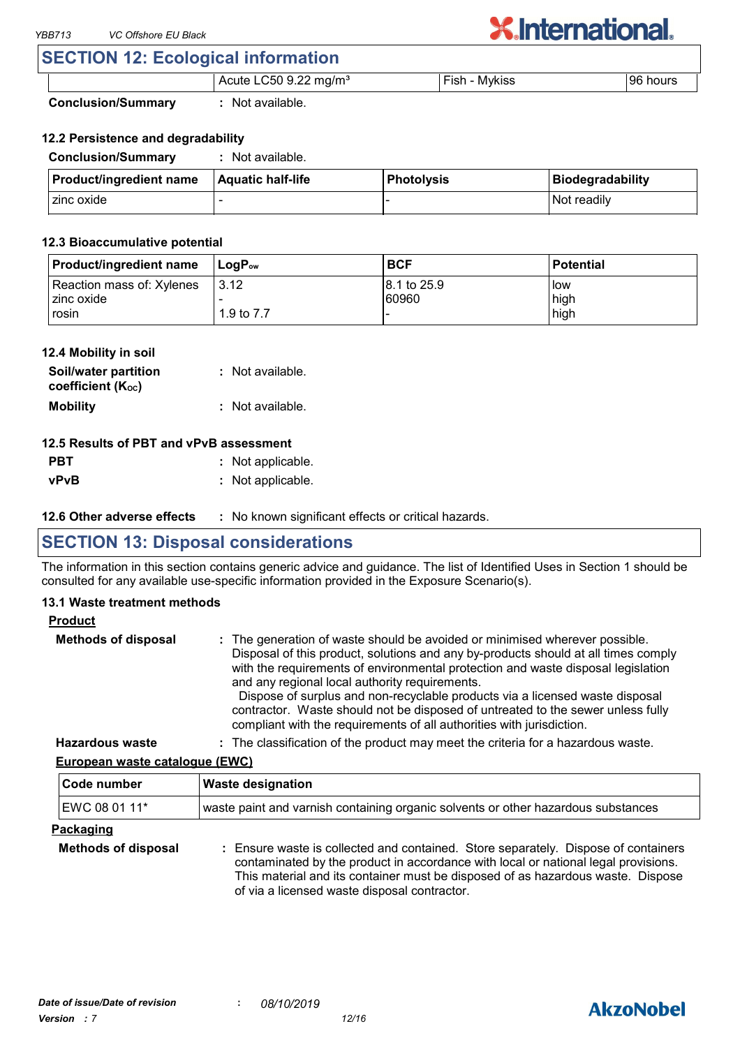## SECTION 12: Ecological information

| | Acute LC50 9.22 mg/m³ | Fish - Mykiss | 96 hours |
|---|---|---|---|

**Conclusion/Summary** : Not available.

### 12.2 Persistence and degradability

**Conclusion/Summary** : Not available.

| Product/ingredient name | Aquatic half-life | Photolysis | Biodegradability |
|---|---|---|---|
| zinc oxide | - | - | Not readily |

### 12.3 Bioaccumulative potential

| Product/ingredient name | $LogP_{ow}$ | BCF | Potential |
|---|---|---|---|
| Reaction mass of: Xylenes | 3.12 | 8.1 to 25.9 | low |
| zinc oxide | - | 60960 | high |
| rosin | 1.9 to 7.7 | - | high |

### 12.4 Mobility in soil

**Soil/water partition coefficient ($K_{OC}$)** : Not available.

**Mobility** : Not available.

### 12.5 Results of PBT and vPvB assessment

**PBT** : Not applicable.

**vPvB** : Not applicable.

**12.6 Other adverse effects** : No known significant effects or critical hazards.

## SECTION 13: Disposal considerations

The information in this section contains generic advice and guidance. The list of Identified Uses in Section 1 should be consulted for any available use-specific information provided in the Exposure Scenario(s).

### 13.1 Waste treatment methods

**Product**

**Methods of disposal** : The generation of waste should be avoided or minimised wherever possible. Disposal of this product, solutions and any by-products should at all times comply with the requirements of environmental protection and waste disposal legislation and any regional local authority requirements.
Dispose of surplus and non-recyclable products via a licensed waste disposal contractor. Waste should not be disposed of untreated to the sewer unless fully compliant with the requirements of all authorities with jurisdiction.

**Hazardous waste** : The classification of the product may meet the criteria for a hazardous waste.

**European waste catalogue (EWC)**

| Code number | Waste designation |
|---|---|
| EWC 08 01 11* | waste paint and varnish containing organic solvents or other hazardous substances |

**Packaging**

**Methods of disposal** : Ensure waste is collected and contained. Store separately. Dispose of containers contaminated by the product in accordance with local or national legal provisions. This material and its container must be disposed of as hazardous waste. Dispose of via a licensed waste disposal contractor.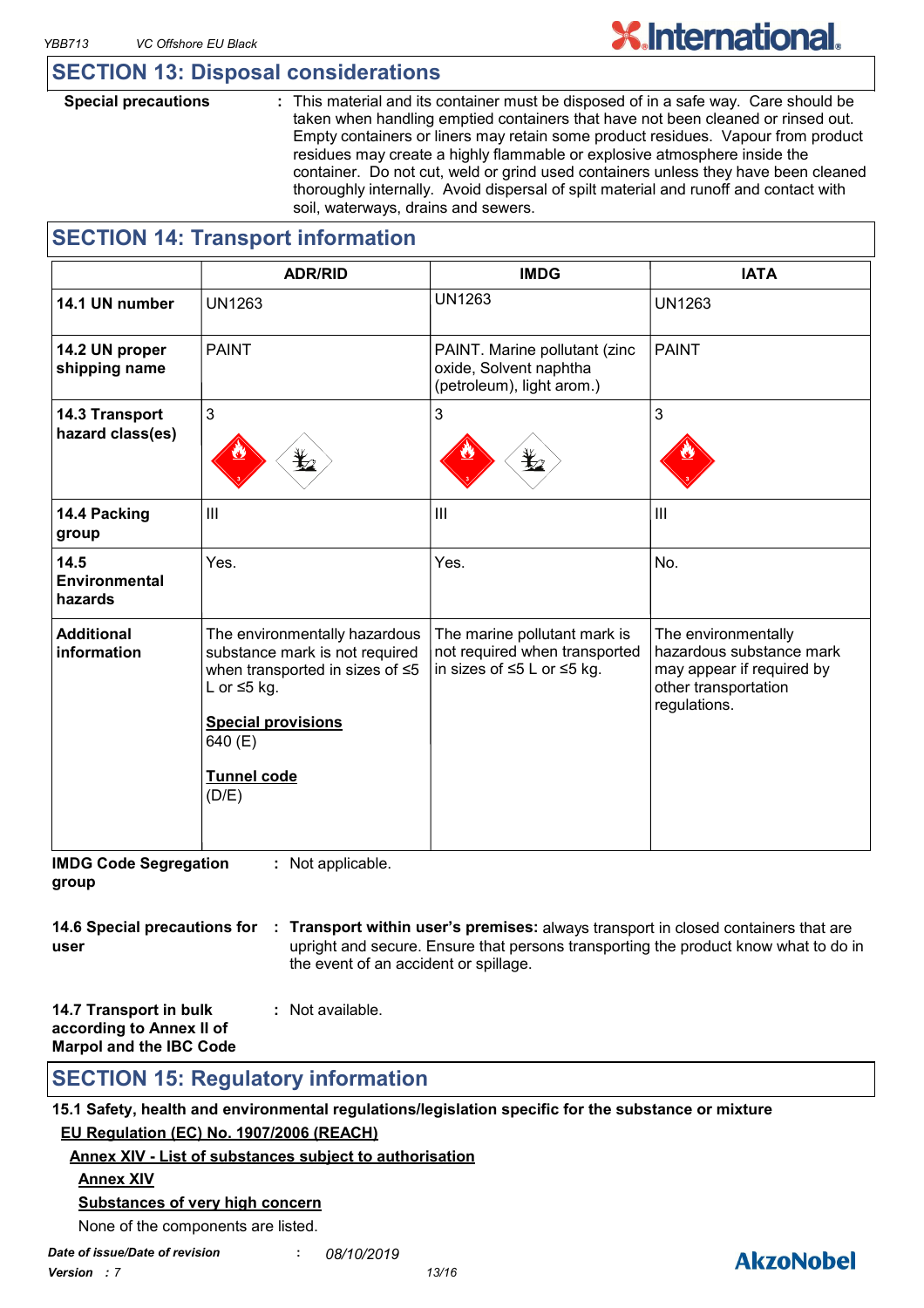## SECTION 13: Disposal considerations

**Special precautions** : This material and its container must be disposed of in a safe way. Care should be taken when handling emptied containers that have not been cleaned or rinsed out. Empty containers or liners may retain some product residues. Vapour from product residues may create a highly flammable or explosive atmosphere inside the container. Do not cut, weld or grind used containers unless they have been cleaned thoroughly internally. Avoid dispersal of spilt material and runoff and contact with soil, waterways, drains and sewers.

## SECTION 14: Transport information

| | ADR/RID | IMDG | IATA |
|---|---|---|---|
| **14.1 UN number** | UN1263 | UN1263 | UN1263 |
| **14.2 UN proper shipping name** | PAINT | PAINT. Marine pollutant (zinc oxide, Solvent naphtha (petroleum), light arom.) | PAINT |
| **14.3 Transport hazard class(es)** | 3 | 3 | 3 |
| **14.4 Packing group** | III | III | III |
| **14.5 Environmental hazards** | Yes. | Yes. | No. |
| **Additional information** | The environmentally hazardous substance mark is not required when transported in sizes of ≤5 L or ≤5 kg. **Special provisions** 640 (E) **Tunnel code** (D/E) | The marine pollutant mark is not required when transported in sizes of ≤5 L or ≤5 kg. | The environmentally hazardous substance mark may appear if required by other transportation regulations. |

**IMDG Code Segregation group** : Not applicable.

**14.6 Special precautions for user** : **Transport within user's premises:** always transport in closed containers that are upright and secure. Ensure that persons transporting the product know what to do in the event of an accident or spillage.

**14.7 Transport in bulk according to Annex II of Marpol and the IBC Code** : Not available.

## SECTION 15: Regulatory information

**15.1 Safety, health and environmental regulations/legislation specific for the substance or mixture**

**EU Regulation (EC) No. 1907/2006 (REACH)**

**Annex XIV - List of substances subject to authorisation**

**Annex XIV**

**Substances of very high concern**

None of the components are listed.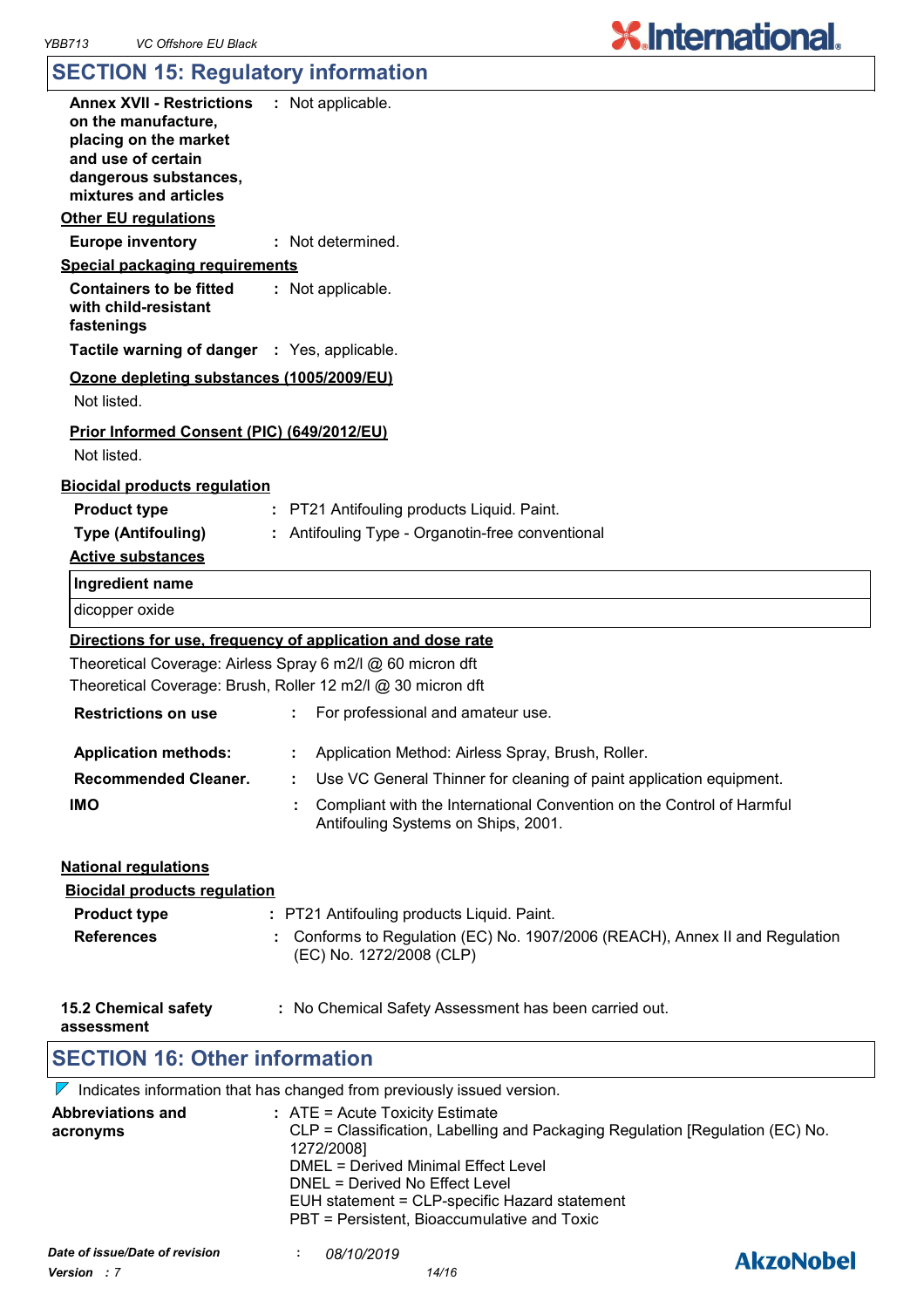## SECTION 15: Regulatory information

**Annex XVII - Restrictions on the manufacture, placing on the market and use of certain dangerous substances, mixtures and articles** : Not applicable.

**Other EU regulations**

**Europe inventory** : Not determined.

**Special packaging requirements**

**Containers to be fitted with child-resistant fastenings** : Not applicable.

**Tactile warning of danger** : Yes, applicable.

**Ozone depleting substances (1005/2009/EU)**

Not listed.

**Prior Informed Consent (PIC) (649/2012/EU)**

Not listed.

**Biocidal products regulation**

**Product type** : PT21 Antifouling products Liquid. Paint.

**Type (Antifouling)** : Antifouling Type - Organotin-free conventional

**Active substances**

| Ingredient name |
|---|
| dicopper oxide |

**Directions for use, frequency of application and dose rate**

Theoretical Coverage: Airless Spray 6 m2/l @ 60 micron dft

Theoretical Coverage: Brush, Roller 12 m2/l @ 30 micron dft

**Restrictions on use** : For professional and amateur use.

**Application methods:** : Application Method: Airless Spray, Brush, Roller.

**Recommended Cleaner.** : Use VC General Thinner for cleaning of paint application equipment.

**IMO** : Compliant with the International Convention on the Control of Harmful Antifouling Systems on Ships, 2001.

**National regulations**

**Biocidal products regulation**

**Product type** : PT21 Antifouling products Liquid. Paint.

**References** : Conforms to Regulation (EC) No. 1907/2006 (REACH), Annex II and Regulation (EC) No. 1272/2008 (CLP)

**15.2 Chemical safety assessment** : No Chemical Safety Assessment has been carried out.

## SECTION 16: Other information

Indicates information that has changed from previously issued version.

**Abbreviations and acronyms** :
ATE = Acute Toxicity Estimate
CLP = Classification, Labelling and Packaging Regulation [Regulation (EC) No. 1272/2008]
DMEL = Derived Minimal Effect Level
DNEL = Derived No Effect Level
EUH statement = CLP-specific Hazard statement
PBT = Persistent, Bioaccumulative and Toxic

*Date of issue/Date of revision* : *08/10/2019*

*Version : 7*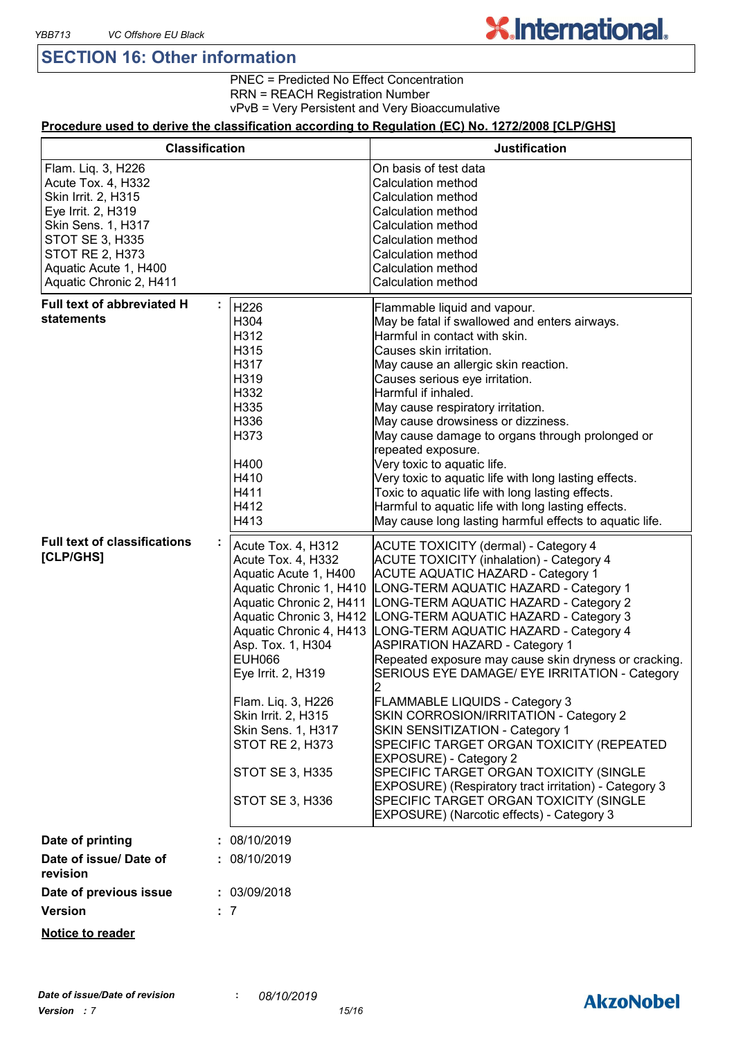## SECTION 16: Other information

PNEC = Predicted No Effect Concentration
RRN = REACH Registration Number
vPvB = Very Persistent and Very Bioaccumulative

**Procedure used to derive the classification according to Regulation (EC) No. 1272/2008 [CLP/GHS]**

| Classification | Justification |
|---|---|
| Flam. Liq. 3, H226 | On basis of test data |
| Acute Tox. 4, H332 | Calculation method |
| Skin Irrit. 2, H315 | Calculation method |
| Eye Irrit. 2, H319 | Calculation method |
| Skin Sens. 1, H317 | Calculation method |
| STOT SE 3, H335 | Calculation method |
| STOT RE 2, H373 | Calculation method |
| Aquatic Acute 1, H400 | Calculation method |
| Aquatic Chronic 2, H411 | Calculation method |

**Full text of abbreviated H statements** :

| | |
|---|---|
| H226 | Flammable liquid and vapour. |
| H304 | May be fatal if swallowed and enters airways. |
| H312 | Harmful in contact with skin. |
| H315 | Causes skin irritation. |
| H317 | May cause an allergic skin reaction. |
| H319 | Causes serious eye irritation. |
| H332 | Harmful if inhaled. |
| H335 | May cause respiratory irritation. |
| H336 | May cause drowsiness or dizziness. |
| H373 | May cause damage to organs through prolonged or repeated exposure. |
| H400 | Very toxic to aquatic life. |
| H410 | Very toxic to aquatic life with long lasting effects. |
| H411 | Toxic to aquatic life with long lasting effects. |
| H412 | Harmful to aquatic life with long lasting effects. |
| H413 | May cause long lasting harmful effects to aquatic life. |

**Full text of classifications [CLP/GHS]** :

| | |
|---|---|
| Acute Tox. 4, H312 | ACUTE TOXICITY (dermal) - Category 4 |
| Acute Tox. 4, H332 | ACUTE TOXICITY (inhalation) - Category 4 |
| Aquatic Acute 1, H400 | ACUTE AQUATIC HAZARD - Category 1 |
| Aquatic Chronic 1, H410 | LONG-TERM AQUATIC HAZARD - Category 1 |
| Aquatic Chronic 2, H411 | LONG-TERM AQUATIC HAZARD - Category 2 |
| Aquatic Chronic 3, H412 | LONG-TERM AQUATIC HAZARD - Category 3 |
| Aquatic Chronic 4, H413 | LONG-TERM AQUATIC HAZARD - Category 4 |
| Asp. Tox. 1, H304 | ASPIRATION HAZARD - Category 1 |
| EUH066 | Repeated exposure may cause skin dryness or cracking. |
| Eye Irrit. 2, H319 | SERIOUS EYE DAMAGE/ EYE IRRITATION - Category 2 |
| Flam. Liq. 3, H226 | FLAMMABLE LIQUIDS - Category 3 |
| Skin Irrit. 2, H315 | SKIN CORROSION/IRRITATION - Category 2 |
| Skin Sens. 1, H317 | SKIN SENSITIZATION - Category 1 |
| STOT RE 2, H373 | SPECIFIC TARGET ORGAN TOXICITY (REPEATED EXPOSURE) - Category 2 |
| STOT SE 3, H335 | SPECIFIC TARGET ORGAN TOXICITY (SINGLE EXPOSURE) (Respiratory tract irritation) - Category 3 |
| STOT SE 3, H336 | SPECIFIC TARGET ORGAN TOXICITY (SINGLE EXPOSURE) (Narcotic effects) - Category 3 |

**Date of printing** : 08/10/2019

**Date of issue/ Date of revision** : 08/10/2019

**Date of previous issue** : 03/09/2018

**Version** : 7

**Notice to reader**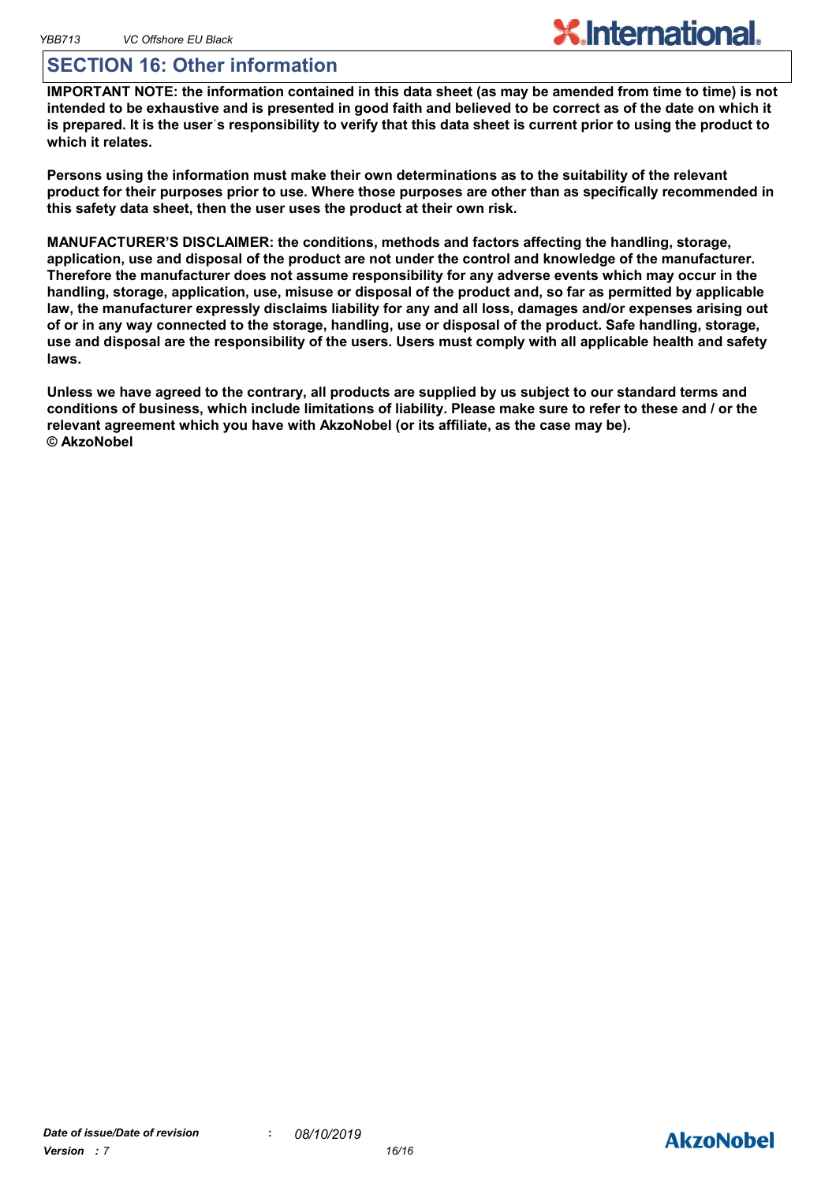## SECTION 16: Other information

**IMPORTANT NOTE: the information contained in this data sheet (as may be amended from time to time) is not intended to be exhaustive and is presented in good faith and believed to be correct as of the date on which it is prepared. It is the user's responsibility to verify that this data sheet is current prior to using the product to which it relates.**

**Persons using the information must make their own determinations as to the suitability of the relevant product for their purposes prior to use. Where those purposes are other than as specifically recommended in this safety data sheet, then the user uses the product at their own risk.**

**MANUFACTURER'S DISCLAIMER: the conditions, methods and factors affecting the handling, storage, application, use and disposal of the product are not under the control and knowledge of the manufacturer. Therefore the manufacturer does not assume responsibility for any adverse events which may occur in the handling, storage, application, use, misuse or disposal of the product and, so far as permitted by applicable law, the manufacturer expressly disclaims liability for any and all loss, damages and/or expenses arising out of or in any way connected to the storage, handling, use or disposal of the product. Safe handling, storage, use and disposal are the responsibility of the users. Users must comply with all applicable health and safety laws.**

**Unless we have agreed to the contrary, all products are supplied by us subject to our standard terms and conditions of business, which include limitations of liability. Please make sure to refer to these and / or the relevant agreement which you have with AkzoNobel (or its affiliate, as the case may be).**
**© AkzoNobel**

*Date of issue/Date of revision* : *08/10/2019*
*Version : 7*